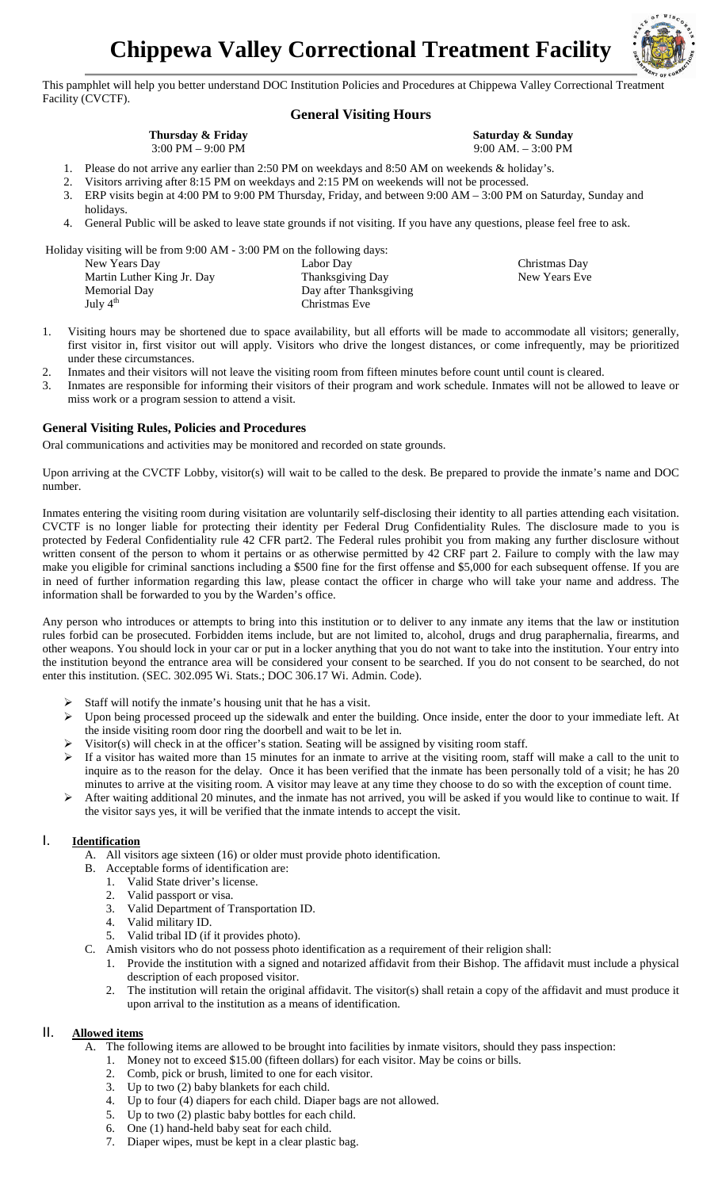# Chippewa Valley Correctional Treatment Facility

This pamphlet will help you better understand DOC Institution Policies and Procedures at Chippewa Valley Correctional Treatment Facility (CVCTF).

## General Visiting Hours

| **Thursday & Friday** | **Saturday & Sunday** |
|---|---|
| 3:00 PM – 9:00 PM | 9:00 AM. – 3:00 PM |

1. Please do not arrive any earlier than 2:50 PM on weekdays and 8:50 AM on weekends & holiday's.
2. Visitors arriving after 8:15 PM on weekdays and 2:15 PM on weekends will not be processed.
3. ERP visits begin at 4:00 PM to 9:00 PM Thursday, Friday, and between 9:00 AM – 3:00 PM on Saturday, Sunday and holidays.
4. General Public will be asked to leave state grounds if not visiting. If you have any questions, please feel free to ask.

Holiday visiting will be from 9:00 AM - 3:00 PM on the following days:

| | | |
|---|---|---|
| New Years Day | Labor Day | Christmas Day |
| Martin Luther King Jr. Day | Thanksgiving Day | New Years Eve |
| Memorial Day | Day after Thanksgiving | |
| July 4th | Christmas Eve | |

1. Visiting hours may be shortened due to space availability, but all efforts will be made to accommodate all visitors; generally, first visitor in, first visitor out will apply. Visitors who drive the longest distances, or come infrequently, may be prioritized under these circumstances.
2. Inmates and their visitors will not leave the visiting room from fifteen minutes before count until count is cleared.
3. Inmates are responsible for informing their visitors of their program and work schedule. Inmates will not be allowed to leave or miss work or a program session to attend a visit.

### General Visiting Rules, Policies and Procedures

Oral communications and activities may be monitored and recorded on state grounds.

Upon arriving at the CVCTF Lobby, visitor(s) will wait to be called to the desk. Be prepared to provide the inmate's name and DOC number.

Inmates entering the visiting room during visitation are voluntarily self-disclosing their identity to all parties attending each visitation. CVCTF is no longer liable for protecting their identity per Federal Drug Confidentiality Rules. The disclosure made to you is protected by Federal Confidentiality rule 42 CFR part2. The Federal rules prohibit you from making any further disclosure without written consent of the person to whom it pertains or as otherwise permitted by 42 CRF part 2. Failure to comply with the law may make you eligible for criminal sanctions including a $500 fine for the first offense and $5,000 for each subsequent offense. If you are in need of further information regarding this law, please contact the officer in charge who will take your name and address. The information shall be forwarded to you by the Warden's office.

Any person who introduces or attempts to bring into this institution or to deliver to any inmate any items that the law or institution rules forbid can be prosecuted. Forbidden items include, but are not limited to, alcohol, drugs and drug paraphernalia, firearms, and other weapons. You should lock in your car or put in a locker anything that you do not want to take into the institution. Your entry into the institution beyond the entrance area will be considered your consent to be searched. If you do not consent to be searched, do not enter this institution. (SEC. 302.095 Wi. Stats.; DOC 306.17 Wi. Admin. Code).

- Staff will notify the inmate's housing unit that he has a visit.
- Upon being processed proceed up the sidewalk and enter the building. Once inside, enter the door to your immediate left. At the inside visiting room door ring the doorbell and wait to be let in.
- Visitor(s) will check in at the officer's station. Seating will be assigned by visiting room staff.
- If a visitor has waited more than 15 minutes for an inmate to arrive at the visiting room, staff will make a call to the unit to inquire as to the reason for the delay. Once it has been verified that the inmate has been personally told of a visit; he has 20 minutes to arrive at the visiting room. A visitor may leave at any time they choose to do so with the exception of count time.
- After waiting additional 20 minutes, and the inmate has not arrived, you will be asked if you would like to continue to wait. If the visitor says yes, it will be verified that the inmate intends to accept the visit.

### I. Identification

A. All visitors age sixteen (16) or older must provide photo identification.

B. Acceptable forms of identification are:
   1. Valid State driver's license.
   2. Valid passport or visa.
   3. Valid Department of Transportation ID.
   4. Valid military ID.
   5. Valid tribal ID (if it provides photo).

C. Amish visitors who do not possess photo identification as a requirement of their religion shall:
   1. Provide the institution with a signed and notarized affidavit from their Bishop. The affidavit must include a physical description of each proposed visitor.
   2. The institution will retain the original affidavit. The visitor(s) shall retain a copy of the affidavit and must produce it upon arrival to the institution as a means of identification.

### II. Allowed items

A. The following items are allowed to be brought into facilities by inmate visitors, should they pass inspection:
   1. Money not to exceed $15.00 (fifteen dollars) for each visitor. May be coins or bills.
   2. Comb, pick or brush, limited to one for each visitor.
   3. Up to two (2) baby blankets for each child.
   4. Up to four (4) diapers for each child. Diaper bags are not allowed.
   5. Up to two (2) plastic baby bottles for each child.
   6. One (1) hand-held baby seat for each child.
   7. Diaper wipes, must be kept in a clear plastic bag.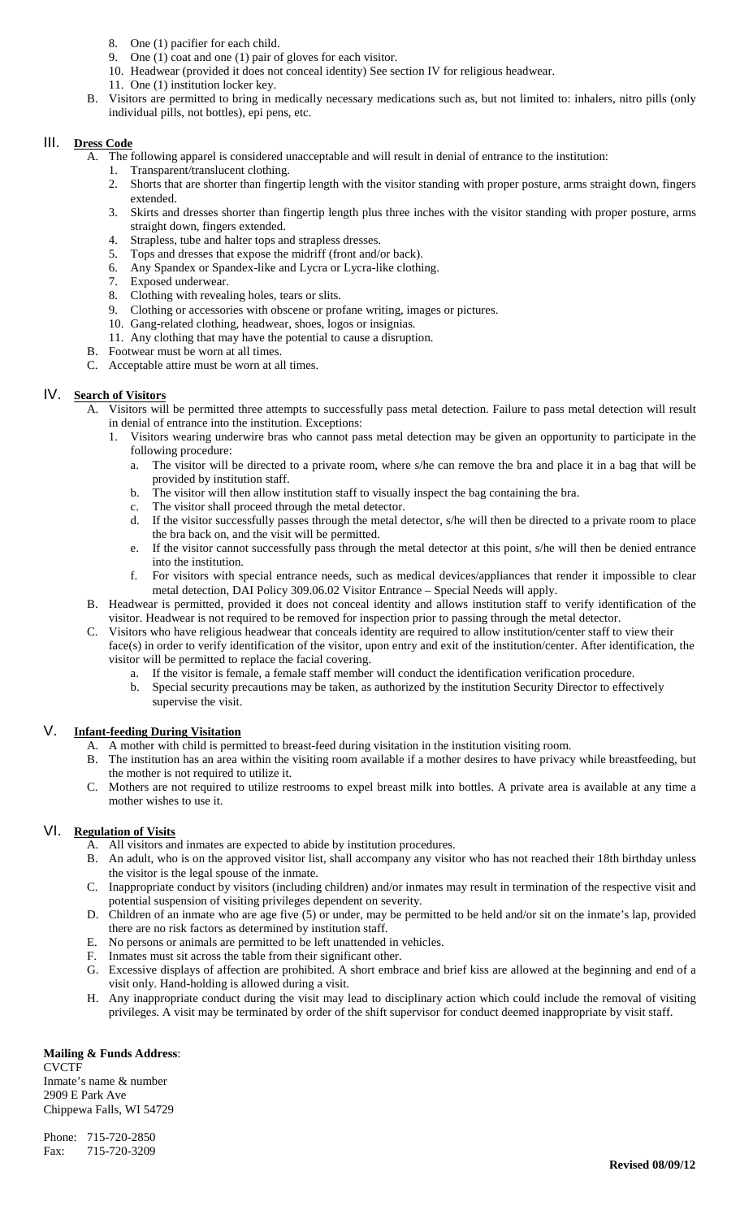8. One (1) pacifier for each child.
9. One (1) coat and one (1) pair of gloves for each visitor.
10. Headwear (provided it does not conceal identity) See section IV for religious headwear.
11. One (1) institution locker key.

B. Visitors are permitted to bring in medically necessary medications such as, but not limited to: inhalers, nitro pills (only individual pills, not bottles), epi pens, etc.

## III. Dress Code

A. The following apparel is considered unacceptable and will result in denial of entrance to the institution:
1. Transparent/translucent clothing.
2. Shorts that are shorter than fingertip length with the visitor standing with proper posture, arms straight down, fingers extended.
3. Skirts and dresses shorter than fingertip length plus three inches with the visitor standing with proper posture, arms straight down, fingers extended.
4. Strapless, tube and halter tops and strapless dresses.
5. Tops and dresses that expose the midriff (front and/or back).
6. Any Spandex or Spandex-like and Lycra or Lycra-like clothing.
7. Exposed underwear.
8. Clothing with revealing holes, tears or slits.
9. Clothing or accessories with obscene or profane writing, images or pictures.
10. Gang-related clothing, headwear, shoes, logos or insignias.
11. Any clothing that may have the potential to cause a disruption.

B. Footwear must be worn at all times.

C. Acceptable attire must be worn at all times.

## IV. Search of Visitors

A. Visitors will be permitted three attempts to successfully pass metal detection. Failure to pass metal detection will result in denial of entrance into the institution. Exceptions:
1. Visitors wearing underwire bras who cannot pass metal detection may be given an opportunity to participate in the following procedure:
   a. The visitor will be directed to a private room, where s/he can remove the bra and place it in a bag that will be provided by institution staff.
   b. The visitor will then allow institution staff to visually inspect the bag containing the bra.
   c. The visitor shall proceed through the metal detector.
   d. If the visitor successfully passes through the metal detector, s/he will then be directed to a private room to place the bra back on, and the visit will be permitted.
   e. If the visitor cannot successfully pass through the metal detector at this point, s/he will then be denied entrance into the institution.
   f. For visitors with special entrance needs, such as medical devices/appliances that render it impossible to clear metal detection, DAI Policy 309.06.02 Visitor Entrance – Special Needs will apply.

B. Headwear is permitted, provided it does not conceal identity and allows institution staff to verify identification of the visitor. Headwear is not required to be removed for inspection prior to passing through the metal detector.

C. Visitors who have religious headwear that conceals identity are required to allow institution/center staff to view their face(s) in order to verify identification of the visitor, upon entry and exit of the institution/center. After identification, the visitor will be permitted to replace the facial covering.
   a. If the visitor is female, a female staff member will conduct the identification verification procedure.
   b. Special security precautions may be taken, as authorized by the institution Security Director to effectively supervise the visit.

## V. Infant-feeding During Visitation

A. A mother with child is permitted to breast-feed during visitation in the institution visiting room.

B. The institution has an area within the visiting room available if a mother desires to have privacy while breastfeeding, but the mother is not required to utilize it.

C. Mothers are not required to utilize restrooms to expel breast milk into bottles. A private area is available at any time a mother wishes to use it.

## VI. Regulation of Visits

A. All visitors and inmates are expected to abide by institution procedures.

B. An adult, who is on the approved visitor list, shall accompany any visitor who has not reached their 18th birthday unless the visitor is the legal spouse of the inmate.

C. Inappropriate conduct by visitors (including children) and/or inmates may result in termination of the respective visit and potential suspension of visiting privileges dependent on severity.

D. Children of an inmate who are age five (5) or under, may be permitted to be held and/or sit on the inmate's lap, provided there are no risk factors as determined by institution staff.

E. No persons or animals are permitted to be left unattended in vehicles.

F. Inmates must sit across the table from their significant other.

G. Excessive displays of affection are prohibited. A short embrace and brief kiss are allowed at the beginning and end of a visit only. Hand-holding is allowed during a visit.

H. Any inappropriate conduct during the visit may lead to disciplinary action which could include the removal of visiting privileges. A visit may be terminated by order of the shift supervisor for conduct deemed inappropriate by visit staff.

**Mailing & Funds Address**:
CVCTF
Inmate's name & number
2909 E Park Ave
Chippewa Falls, WI 54729

Phone: 715-720-2850
Fax: 715-720-3209

**Revised 08/09/12**